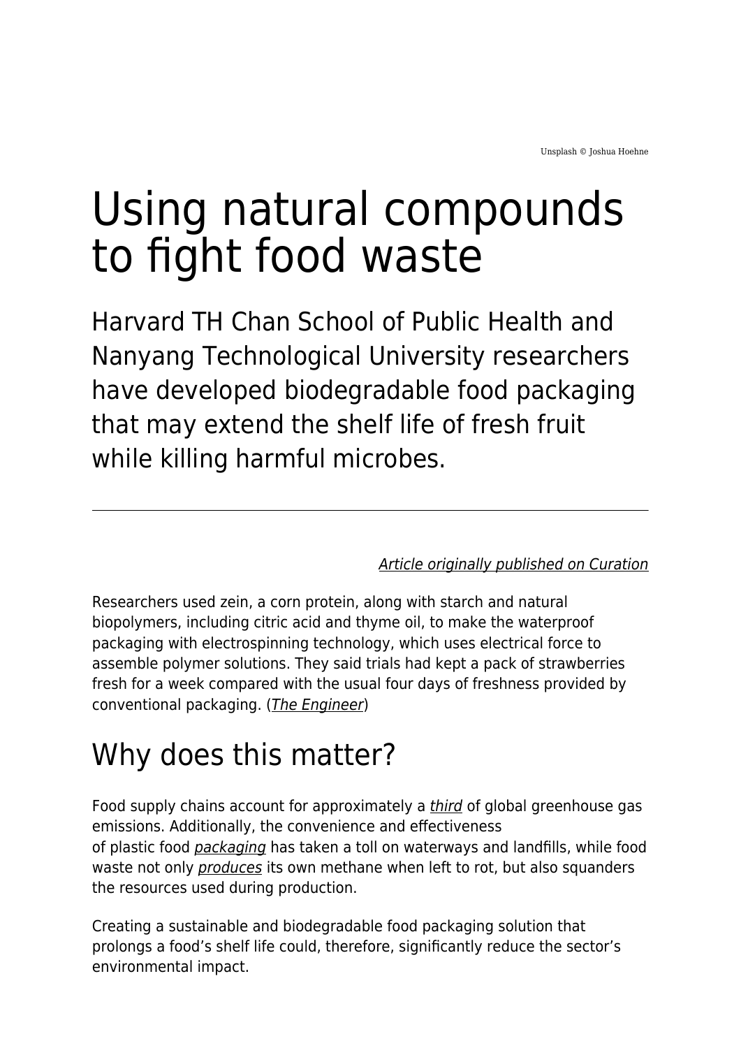Unsplash © Joshua Hoehne

# Using natural compounds to fight food waste

Harvard TH Chan School of Public Health and Nanyang Technological University researchers have developed biodegradable food packaging that may extend the shelf life of fresh fruit while killing harmful microbes.

---

*Article originally published on Curation*

Researchers used zein, a corn protein, along with starch and natural biopolymers, including citric acid and thyme oil, to make the waterproof packaging with electrospinning technology, which uses electrical force to assemble polymer solutions. They said trials had kept a pack of strawberries fresh for a week compared with the usual four days of freshness provided by conventional packaging. (*The Engineer*)

## Why does this matter?

Food supply chains account for approximately a *third* of global greenhouse gas emissions. Additionally, the convenience and effectiveness of plastic food *packaging* has taken a toll on waterways and landfills, while food waste not only *produces* its own methane when left to rot, but also squanders the resources used during production.

Creating a sustainable and biodegradable food packaging solution that prolongs a food's shelf life could, therefore, significantly reduce the sector's environmental impact.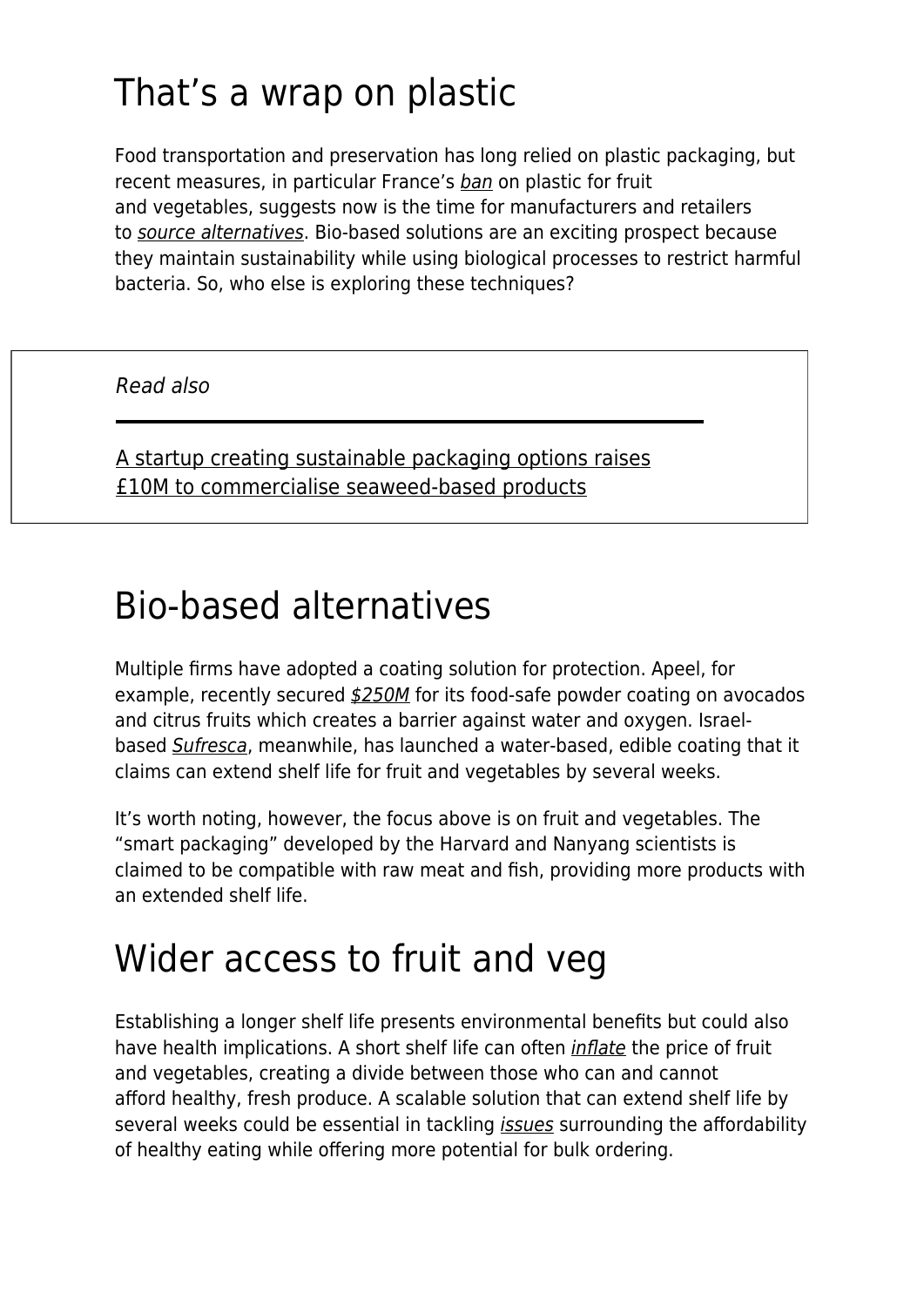## That's a wrap on plastic

Food transportation and preservation has long relied on plastic packaging, but recent measures, in particular France's *ban* on plastic for fruit and vegetables, suggests now is the time for manufacturers and retailers to *source alternatives*. Bio-based solutions are an exciting prospect because they maintain sustainability while using biological processes to restrict harmful bacteria. So, who else is exploring these techniques?

*Read also*

A startup creating sustainable packaging options raises £10M to commercialise seaweed-based products

## Bio-based alternatives

Multiple firms have adopted a coating solution for protection. Apeel, for example, recently secured *$250M* for its food-safe powder coating on avocados and citrus fruits which creates a barrier against water and oxygen. Israel-based *Sufresca*, meanwhile, has launched a water-based, edible coating that it claims can extend shelf life for fruit and vegetables by several weeks.

It's worth noting, however, the focus above is on fruit and vegetables. The "smart packaging" developed by the Harvard and Nanyang scientists is claimed to be compatible with raw meat and fish, providing more products with an extended shelf life.

## Wider access to fruit and veg

Establishing a longer shelf life presents environmental benefits but could also have health implications. A short shelf life can often *inflate* the price of fruit and vegetables, creating a divide between those who can and cannot afford healthy, fresh produce. A scalable solution that can extend shelf life by several weeks could be essential in tackling *issues* surrounding the affordability of healthy eating while offering more potential for bulk ordering.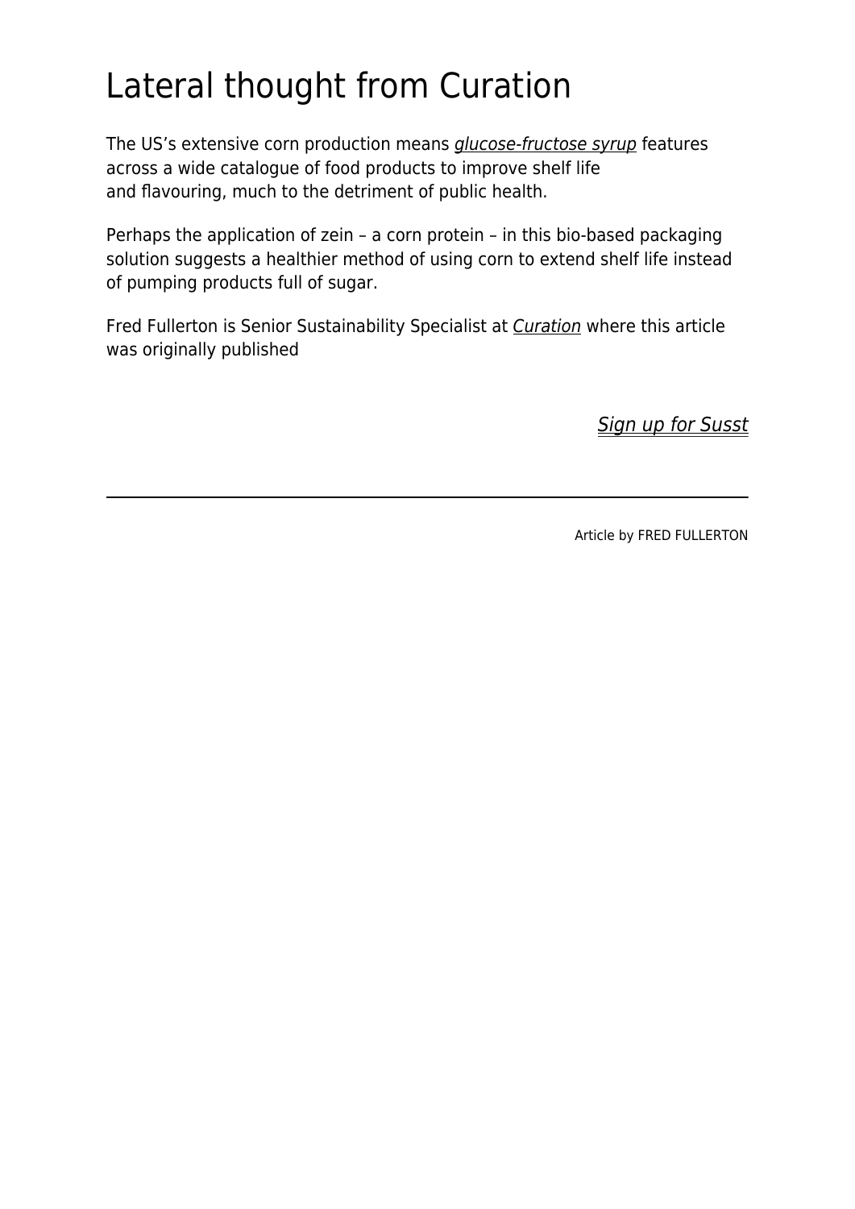## Lateral thought from Curation

The US's extensive corn production means *glucose-fructose syrup* features across a wide catalogue of food products to improve shelf life and flavouring, much to the detriment of public health.

Perhaps the application of zein – a corn protein – in this bio-based packaging solution suggests a healthier method of using corn to extend shelf life instead of pumping products full of sugar.

Fred Fullerton is Senior Sustainability Specialist at *Curation* where this article was originally published

*Sign up for Susst*

---

Article by FRED FULLERTON